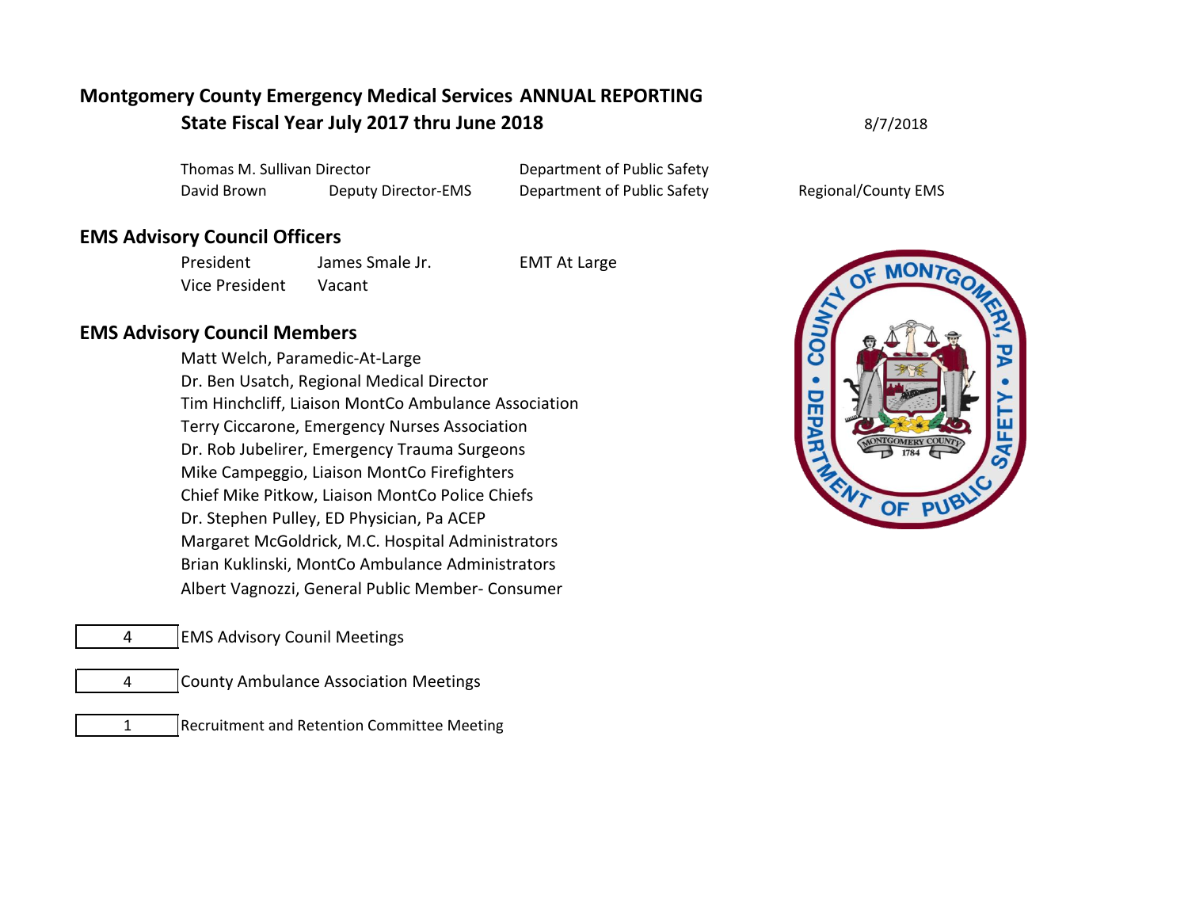# Montgomery County Emergency Medical Services ANNUAL REPORTING

## State Fiscal Year July 2017 thru June 2018

8/7/2018

| | | | |
|---|---|---|---|
| Thomas M. Sullivan Director | | Department of Public Safety | |
| David Brown | Deputy Director-EMS | Department of Public Safety | Regional/County EMS |

## EMS Advisory Council Officers

| | | |
|---|---|---|
| President | James Smale Jr. | EMT At Large |
| Vice President | Vacant | |

## EMS Advisory Council Members

- Matt Welch, Paramedic-At-Large
- Dr. Ben Usatch, Regional Medical Director
- Tim Hinchcliff, Liaison MontCo Ambulance Association
- Terry Ciccarone, Emergency Nurses Association
- Dr. Rob Jubelirer, Emergency Trauma Surgeons
- Mike Campeggio, Liaison MontCo Firefighters
- Chief Mike Pitkow, Liaison MontCo Police Chiefs
- Dr. Stephen Pulley, ED Physician, Pa ACEP
- Margaret McGoldrick, M.C. Hospital Administrators
- Brian Kuklinski, MontCo Ambulance Administrators
- Albert Vagnozzi, General Public Member- Consumer

| | |
|---|---|
| 4 | EMS Advisory Counil Meetings |
| 4 | County Ambulance Association Meetings |
| 1 | Recruitment and Retention Committee Meeting |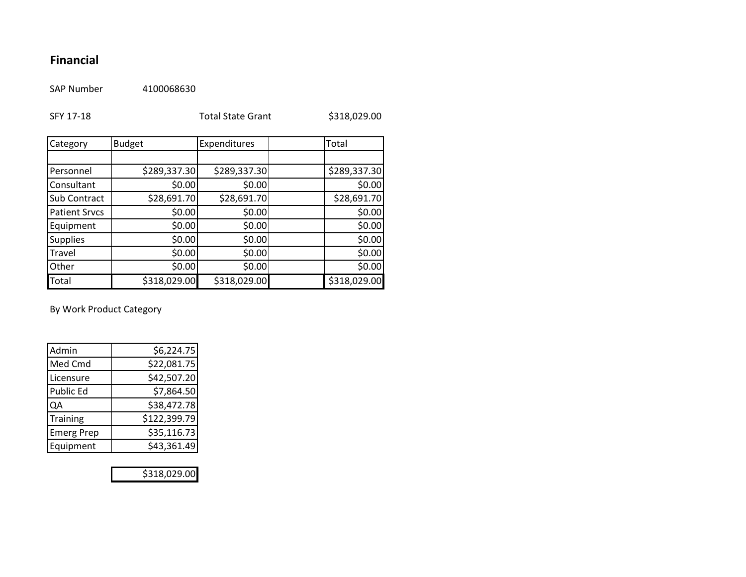## Financial

SAP Number 4100068630

SFY 17-18 Total State Grant $318,029.00

| Category | Budget | Expenditures | | Total |
|---|---|---|---|---|
| | | | | |
| Personnel | $289,337.30 | $289,337.30 | | $289,337.30 |
| Consultant | $0.00 | $0.00 | | $0.00 |
| Sub Contract | $28,691.70 | $28,691.70 | | $28,691.70 |
| Patient Srvcs | $0.00 | $0.00 | | $0.00 |
| Equipment | $0.00 | $0.00 | | $0.00 |
| Supplies | $0.00 | $0.00 | | $0.00 |
| Travel | $0.00 | $0.00 | | $0.00 |
| Other | $0.00 | $0.00 | | $0.00 |
| Total | $318,029.00 | $318,029.00 | | $318,029.00 |

By Work Product Category

| | |
|---|---|
| Admin | $6,224.75 |
| Med Cmd | $22,081.75 |
| Licensure | $42,507.20 |
| Public Ed | $7,864.50 |
| QA | $38,472.78 |
| Training | $122,399.79 |
| Emerg Prep | $35,116.73 |
| Equipment | $43,361.49 |
| | $318,029.00 |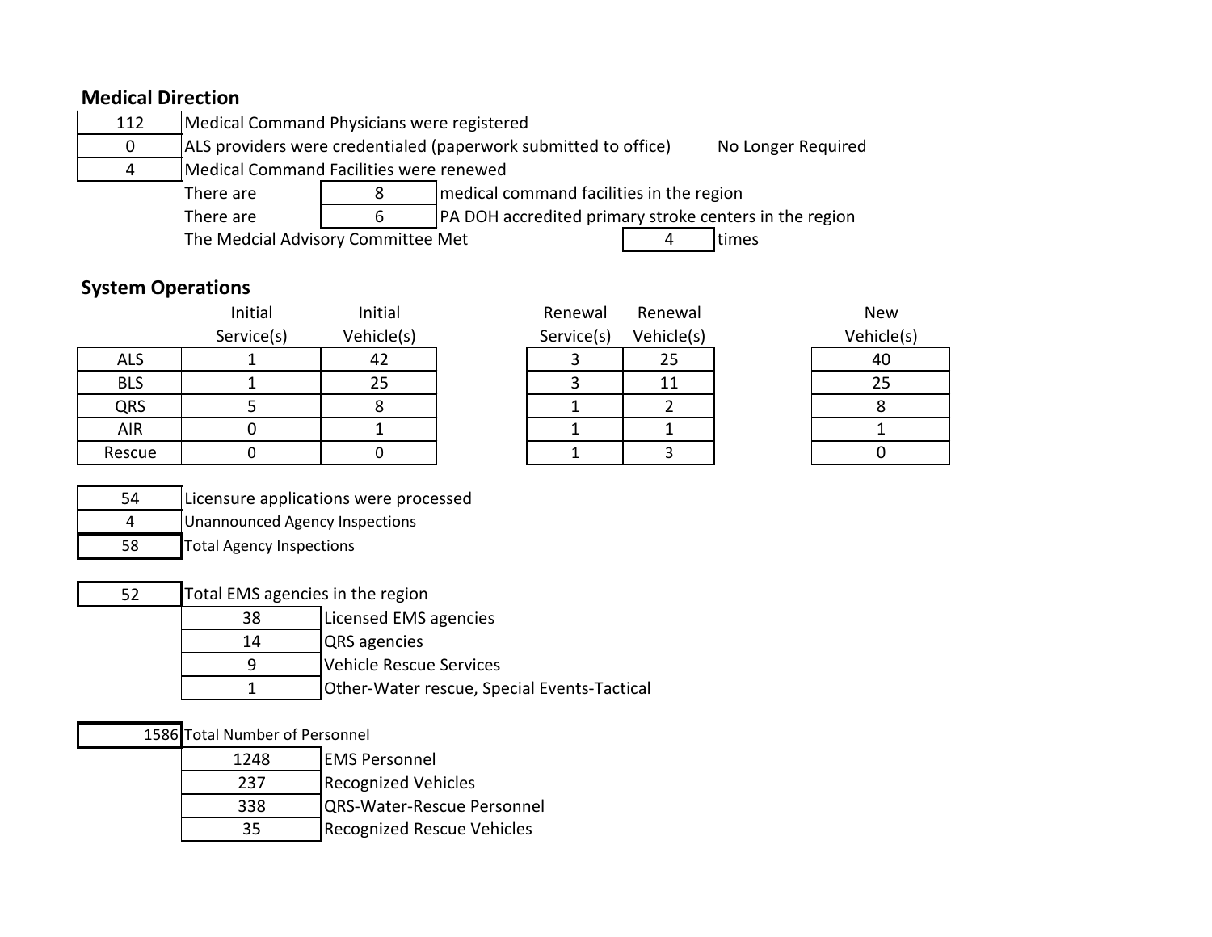## Medical Direction

| | |
|---|---|
| 112 | Medical Command Physicians were registered |
| 0 | ALS providers were credentialed (paperwork submitted to office) — No Longer Required |
| 4 | Medical Command Facilities were renewed |

There are 8 medical command facilities in the region

There are 6 PA DOH accredited primary stroke centers in the region

The Medcial Advisory Committee Met 4 times

## System Operations

| | Initial Service(s) | Initial Vehicle(s) | Renewal Service(s) | Renewal Vehicle(s) | New Vehicle(s) |
|---|---|---|---|---|---|
| ALS | 1 | 42 | 3 | 25 | 40 |
| BLS | 1 | 25 | 3 | 11 | 25 |
| QRS | 5 | 8 | 1 | 2 | 8 |
| AIR | 0 | 1 | 1 | 1 | 1 |
| Rescue | 0 | 0 | 1 | 3 | 0 |

| | |
|---|---|
| 54 | Licensure applications were processed |
| 4 | Unannounced Agency Inspections |
| 58 | Total Agency Inspections |

| | | |
|---|---|---|
| 52 | Total EMS agencies in the region | |
| | 38 | Licensed EMS agencies |
| | 14 | QRS agencies |
| | 9 | Vehicle Rescue Services |
| | 1 | Other-Water rescue, Special Events-Tactical |

| | | |
|---|---|---|
| 1586 | Total Number of Personnel | |
| | 1248 | EMS Personnel |
| | 237 | Recognized Vehicles |
| | 338 | QRS-Water-Rescue Personnel |
| | 35 | Recognized Rescue Vehicles |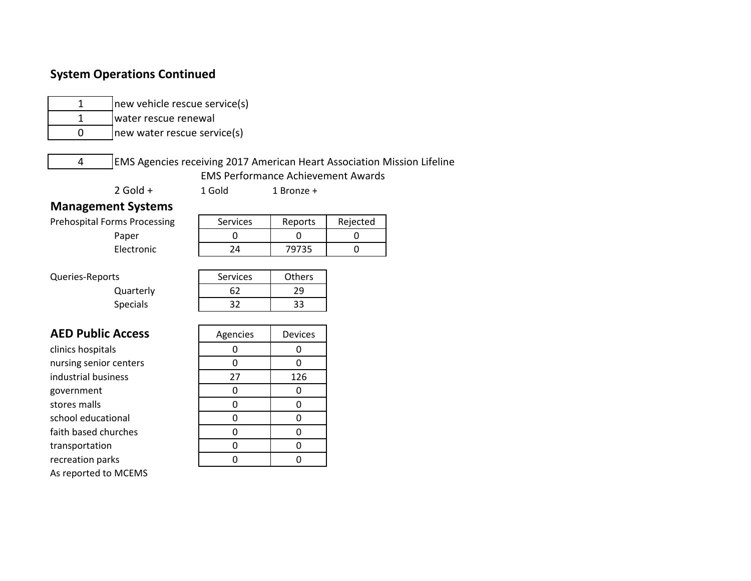## System Operations Continued

| | |
|---|---|
| 1 | new vehicle rescue service(s) |
| 1 | water rescue renewal |
| 0 | new water rescue service(s) |

| | |
|---|---|
| 4 | EMS Agencies receiving 2017 American Heart Association Mission Lifeline EMS Performance Achievement Awards |

2 Gold + 1 Gold 1 Bronze +

## Management Systems

| Prehospital Forms Processing | Services | Reports | Rejected |
|---|---|---|---|
| Paper | 0 | 0 | 0 |
| Electronic | 24 | 79735 | 0 |

| Queries-Reports | Services | Others |
|---|---|---|
| Quarterly | 62 | 29 |
| Specials | 32 | 33 |

## AED Public Access

| | Agencies | Devices |
|---|---|---|
| clinics hospitals | 0 | 0 |
| nursing senior centers | 0 | 0 |
| industrial business | 27 | 126 |
| government | 0 | 0 |
| stores malls | 0 | 0 |
| school educational | 0 | 0 |
| faith based churches | 0 | 0 |
| transportation | 0 | 0 |
| recreation parks | 0 | 0 |

As reported to MCEMS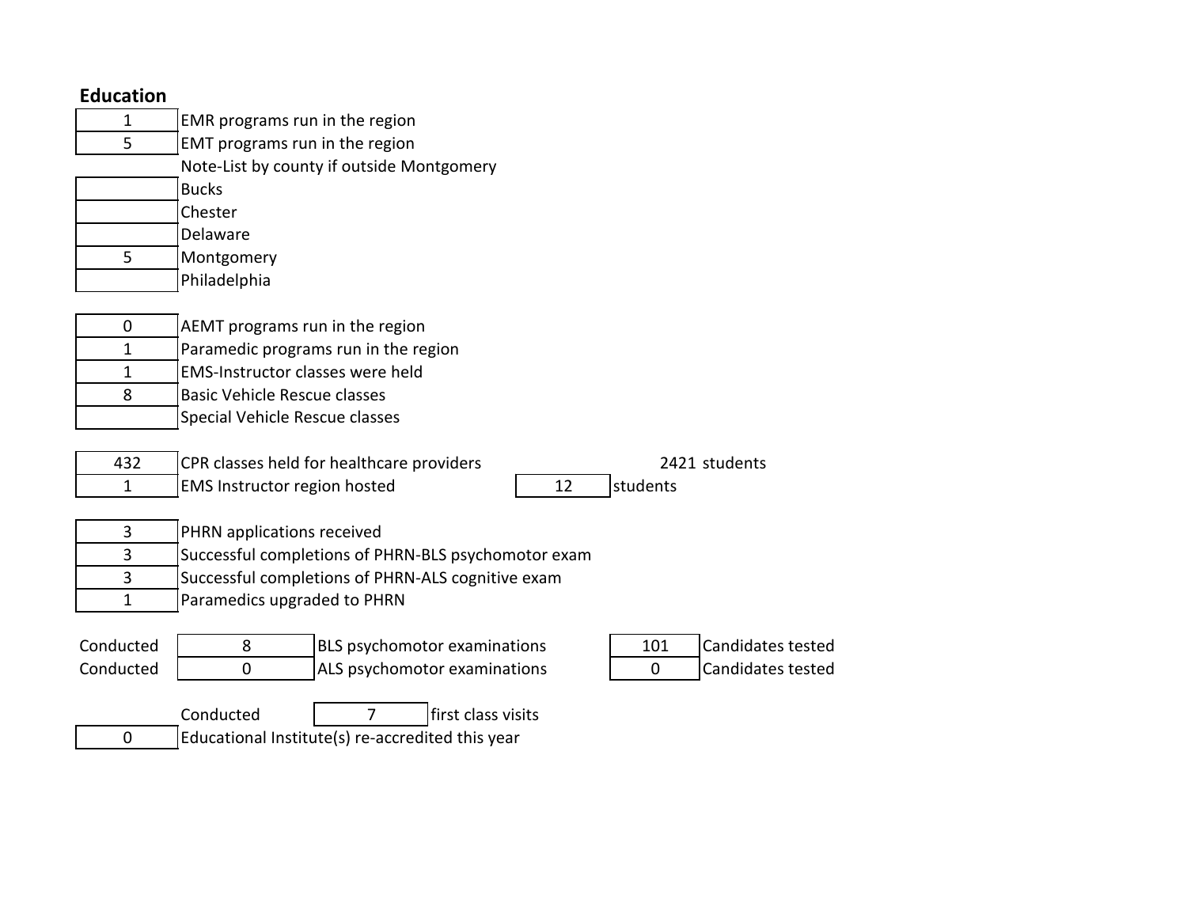## Education

| | |
|---|---|
| 1 | EMR programs run in the region |
| 5 | EMT programs run in the region |
| | Note-List by county if outside Montgomery |
| | Bucks |
| | Chester |
| | Delaware |
| 5 | Montgomery |
| | Philadelphia |

| | |
|---|---|
| 0 | AEMT programs run in the region |
| 1 | Paramedic programs run in the region |
| 1 | EMS-Instructor classes were held |
| 8 | Basic Vehicle Rescue classes |
| | Special Vehicle Rescue classes |

| | | | |
|---|---|---|---|
| 432 | CPR classes held for healthcare providers | 2421 | students |
| 1 | EMS Instructor region hosted | 12 | students |

| | |
|---|---|
| 3 | PHRN applications received |
| 3 | Successful completions of PHRN-BLS psychomotor exam |
| 3 | Successful completions of PHRN-ALS cognitive exam |
| 1 | Paramedics upgraded to PHRN |

| | | | | |
|---|---|---|---|---|
| Conducted | 8 | BLS psychomotor examinations | 101 | Candidates tested |
| Conducted | 0 | ALS psychomotor examinations | 0 | Candidates tested |

Conducted 7 first class visits

| | |
|---|---|
| 0 | Educational Institute(s) re-accredited this year |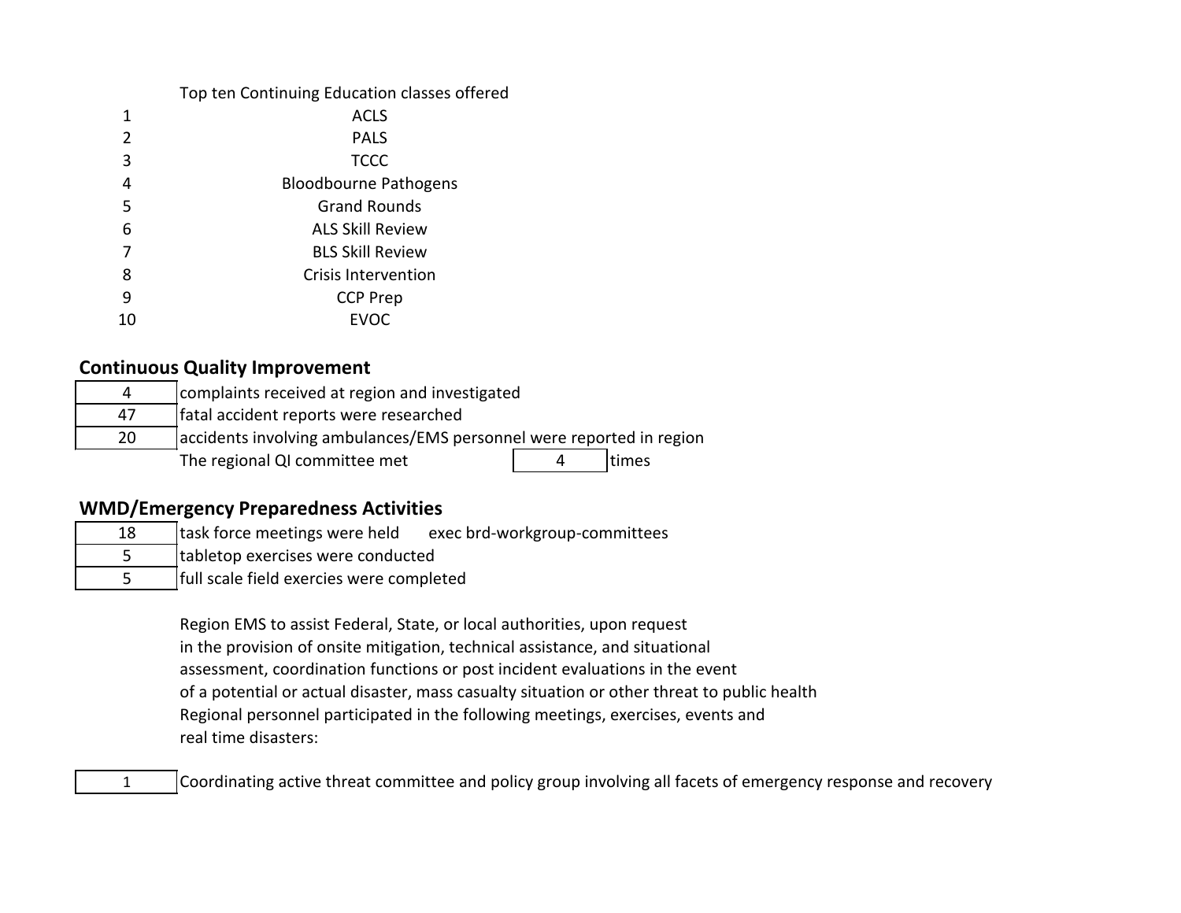Top ten Continuing Education classes offered

| | |
|---|---|
| 1 | ACLS |
| 2 | PALS |
| 3 | TCCC |
| 4 | Bloodbourne Pathogens |
| 5 | Grand Rounds |
| 6 | ALS Skill Review |
| 7 | BLS Skill Review |
| 8 | Crisis Intervention |
| 9 | CCP Prep |
| 10 | EVOC |

## Continuous Quality Improvement

| | |
|---|---|
| 4 | complaints received at region and investigated |
| 47 | fatal accident reports were researched |
| 20 | accidents involving ambulances/EMS personnel were reported in region |

The regional QI committee met 4 times

## WMD/Emergency Preparedness Activities

| | |
|---|---|
| 18 | task force meetings were held exec brd-workgroup-committees |
| 5 | tabletop exercises were conducted |
| 5 | full scale field exercies were completed |

Region EMS to assist Federal, State, or local authorities, upon request
in the provision of onsite mitigation, technical assistance, and situational
assessment, coordination functions or post incident evaluations in the event
of a potential or actual disaster, mass casualty situation or other threat to public health
Regional personnel participated in the following meetings, exercises, events and
real time disasters:

| | |
|---|---|
| 1 | Coordinating active threat committee and policy group involving all facets of emergency response and recovery |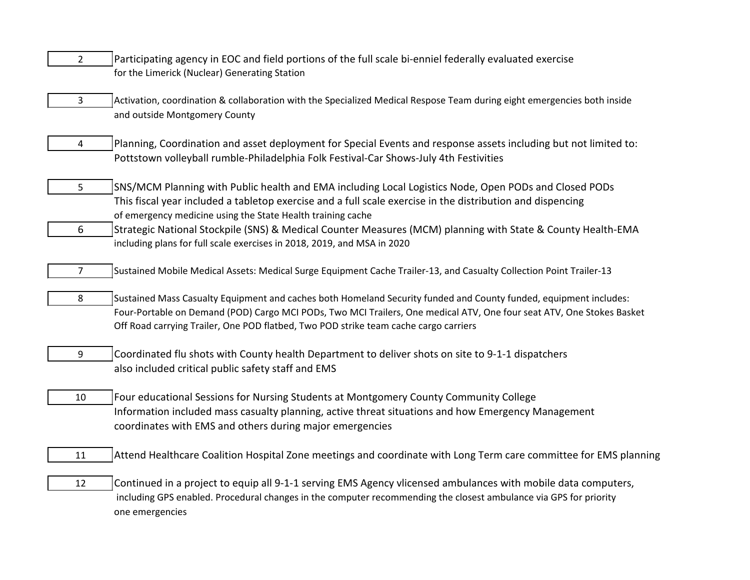| | |
|---|---|
| 2 | Participating agency in EOC and field portions of the full scale bi-enniel federally evaluated exercise for the Limerick (Nuclear) Generating Station |
| 3 | Activation, coordination & collaboration with the Specialized Medical Respose Team during eight emergencies both inside and outside Montgomery County |
| 4 | Planning, Coordination and asset deployment for Special Events and response assets including but not limited to: Pottstown volleyball rumble-Philadelphia Folk Festival-Car Shows-July 4th Festivities |
| 5 | SNS/MCM Planning with Public health and EMA including Local Logistics Node, Open PODs and Closed PODs This fiscal year included a tabletop exercise and a full scale exercise in the distribution and dispencing of emergency medicine using the State Health training cache |
| 6 | Strategic National Stockpile (SNS) & Medical Counter Measures (MCM) planning with State & County Health-EMA including plans for full scale exercises in 2018, 2019, and MSA in 2020 |
| 7 | Sustained Mobile Medical Assets: Medical Surge Equipment Cache Trailer-13, and Casualty Collection Point Trailer-13 |
| 8 | Sustained Mass Casualty Equipment and caches both Homeland Security funded and County funded, equipment includes: Four-Portable on Demand (POD) Cargo MCI PODs, Two MCI Trailers, One medical ATV, One four seat ATV, One Stokes Basket Off Road carrying Trailer, One POD flatbed, Two POD strike team cache cargo carriers |
| 9 | Coordinated flu shots with County health Department to deliver shots on site to 9-1-1 dispatchers also included critical public safety staff and EMS |
| 10 | Four educational Sessions for Nursing Students at Montgomery County Community College Information included mass casualty planning, active threat situations and how Emergency Management coordinates with EMS and others during major emergencies |
| 11 | Attend Healthcare Coalition Hospital Zone meetings and coordinate with Long Term care committee for EMS planning |
| 12 | Continued in a project to equip all 9-1-1 serving EMS Agency vlicensed ambulances with mobile data computers, including GPS enabled. Procedural changes in the computer recommending the closest ambulance via GPS for priority one emergencies |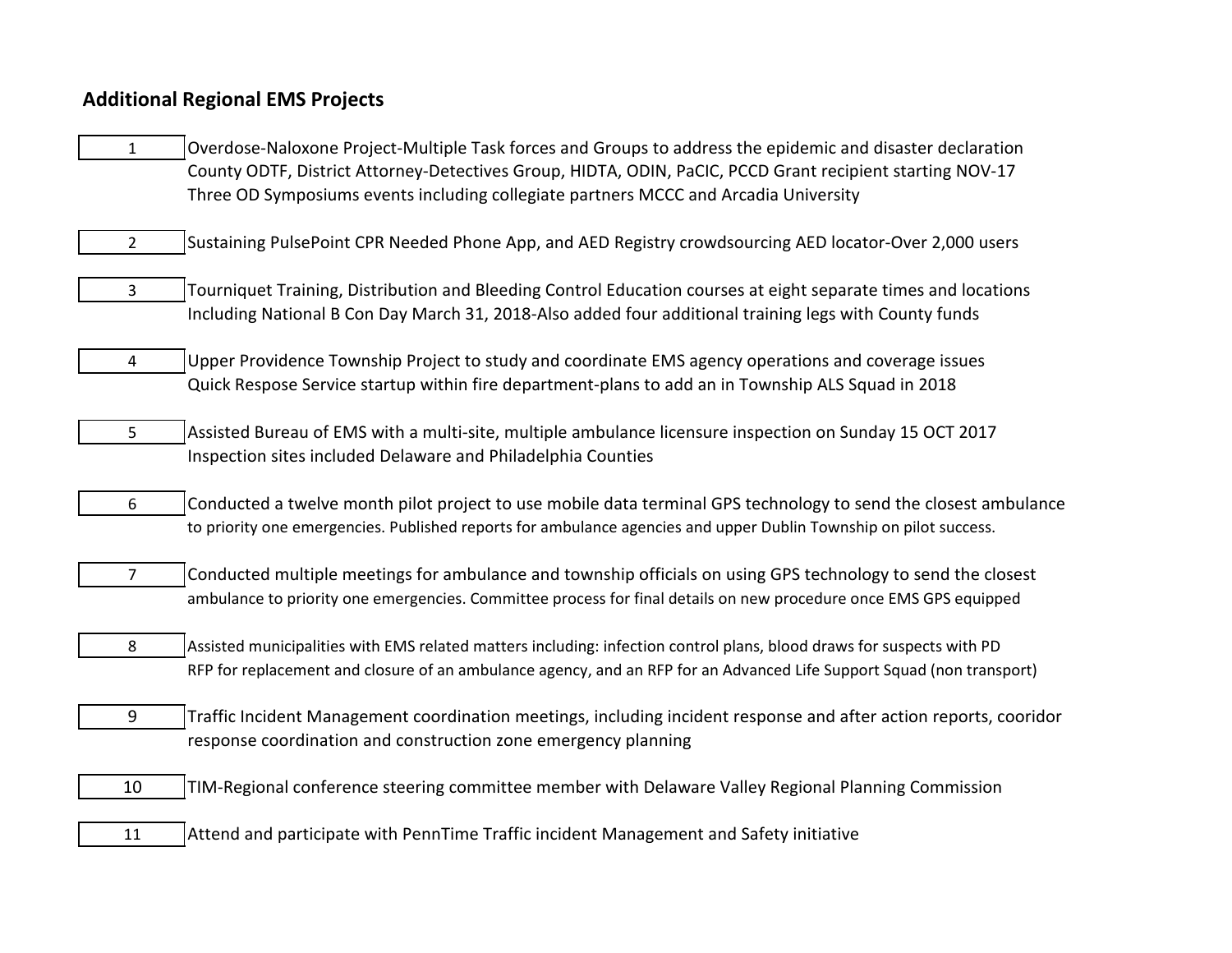## Additional Regional EMS Projects

1. Overdose-Naloxone Project-Multiple Task forces and Groups to address the epidemic and disaster declaration
   County ODTF, District Attorney-Detectives Group, HIDTA, ODIN, PaCIC, PCCD Grant recipient starting NOV-17
   Three OD Symposiums events including collegiate partners MCCC and Arcadia University

2. Sustaining PulsePoint CPR Needed Phone App, and AED Registry crowdsourcing AED locator-Over 2,000 users

3. Tourniquet Training, Distribution and Bleeding Control Education courses at eight separate times and locations
   Including National B Con Day March 31, 2018-Also added four additional training legs with County funds

4. Upper Providence Township Project to study and coordinate EMS agency operations and coverage issues
   Quick Respose Service startup within fire department-plans to add an in Township ALS Squad in 2018

5. Assisted Bureau of EMS with a multi-site, multiple ambulance licensure inspection on Sunday 15 OCT 2017
   Inspection sites included Delaware and Philadelphia Counties

6. Conducted a twelve month pilot project to use mobile data terminal GPS technology to send the closest ambulance
   to priority one emergencies. Published reports for ambulance agencies and upper Dublin Township on pilot success.

7. Conducted multiple meetings for ambulance and township officials on using GPS technology to send the closest
   ambulance to priority one emergencies. Committee process for final details on new procedure once EMS GPS equipped

8. Assisted municipalities with EMS related matters including: infection control plans, blood draws for suspects with PD
   RFP for replacement and closure of an ambulance agency, and an RFP for an Advanced Life Support Squad (non transport)

9. Traffic Incident Management coordination meetings, including incident response and after action reports, cooridor
   response coordination and construction zone emergency planning

10. TIM-Regional conference steering committee member with Delaware Valley Regional Planning Commission

11. Attend and participate with PennTime Traffic incident Management and Safety initiative